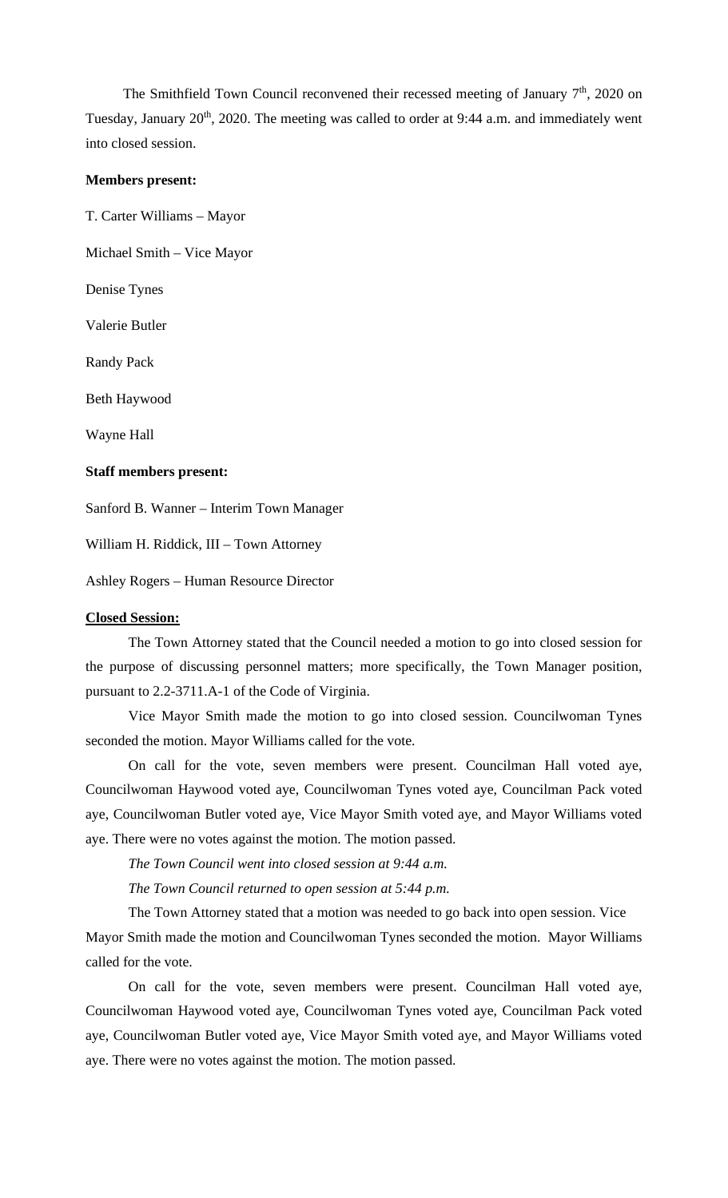The Smithfield Town Council reconvened their recessed meeting of January 7th, 2020 on Tuesday, January 20th, 2020. The meeting was called to order at 9:44 a.m. and immediately went into closed session.

**Members present:**

T. Carter Williams – Mayor

Michael Smith – Vice Mayor

Denise Tynes

Valerie Butler

Randy Pack

Beth Haywood

Wayne Hall

**Staff members present:**

Sanford B. Wanner – Interim Town Manager

William H. Riddick, III – Town Attorney

Ashley Rogers – Human Resource Director

**Closed Session:**

The Town Attorney stated that the Council needed a motion to go into closed session for the purpose of discussing personnel matters; more specifically, the Town Manager position, pursuant to 2.2-3711.A-1 of the Code of Virginia.

Vice Mayor Smith made the motion to go into closed session. Councilwoman Tynes seconded the motion. Mayor Williams called for the vote.

On call for the vote, seven members were present. Councilman Hall voted aye, Councilwoman Haywood voted aye, Councilwoman Tynes voted aye, Councilman Pack voted aye, Councilwoman Butler voted aye, Vice Mayor Smith voted aye, and Mayor Williams voted aye. There were no votes against the motion. The motion passed.

*The Town Council went into closed session at 9:44 a.m.*

*The Town Council returned to open session at 5:44 p.m.*

The Town Attorney stated that a motion was needed to go back into open session. Vice Mayor Smith made the motion and Councilwoman Tynes seconded the motion. Mayor Williams called for the vote.

On call for the vote, seven members were present. Councilman Hall voted aye, Councilwoman Haywood voted aye, Councilwoman Tynes voted aye, Councilman Pack voted aye, Councilwoman Butler voted aye, Vice Mayor Smith voted aye, and Mayor Williams voted aye. There were no votes against the motion. The motion passed.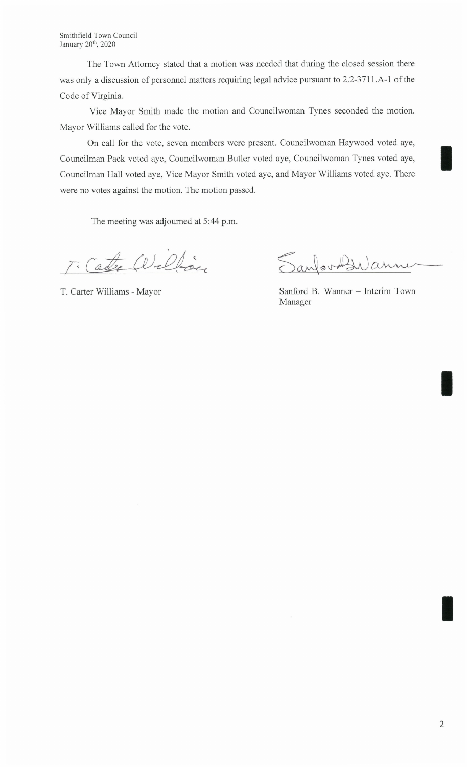The Town Attorney stated that a motion was needed that during the closed session there was only a discussion of personnel matters requiring legal advice pursuant to 2.2-3711.A-1 of the Code of Virginia.

Vice Mayor Smith made the motion and Councilwoman Tynes seconded the motion. Mayor Williams called for the vote.

On call for the vote, seven members were present. Councilwoman Haywood voted aye, Councilman Pack voted aye, Councilwoman Butler voted aye, Councilwoman Tynes voted aye, Councilman Hall voted aye, Vice Mayor Smith voted aye, and Mayor Williams voted aye. There were no votes against the motion. The motion passed.

The meeting was adjourned at 5:44 p.m.

T. Carter Williams - Mayor

Sanford B. Wanner – Interim Town Manager